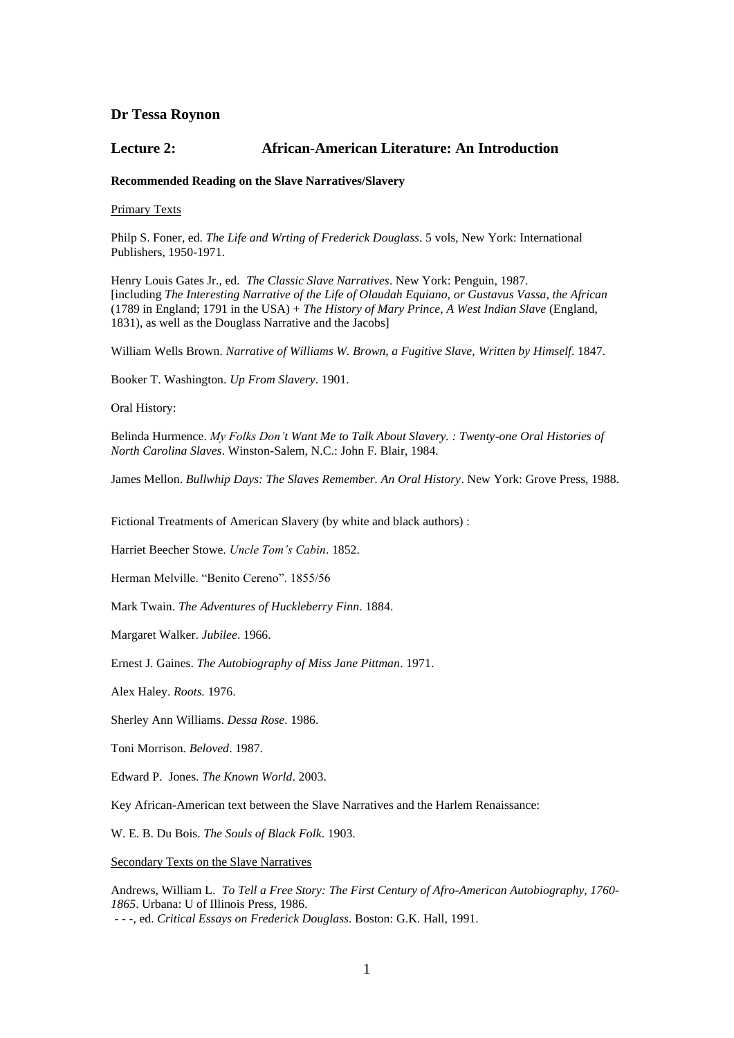**Dr Tessa Roynon**

## Lecture 2: African-American Literature: An Introduction

**Recommended Reading on the Slave Narratives/Slavery**

Primary Texts

Philp S. Foner, ed. *The Life and Wrting of Frederick Douglass*. 5 vols, New York: International Publishers, 1950-1971.

Henry Louis Gates Jr., ed. *The Classic Slave Narratives*. New York: Penguin, 1987. [including *The Interesting Narrative of the Life of Olaudah Equiano, or Gustavus Vassa, the African* (1789 in England; 1791 in the USA) + *The History of Mary Prince, A West Indian Slave* (England, 1831), as well as the Douglass Narrative and the Jacobs]

William Wells Brown. *Narrative of Williams W. Brown, a Fugitive Slave, Written by Himself*. 1847.

Booker T. Washington. *Up From Slavery*. 1901.

Oral History:

Belinda Hurmence. *My Folks Don't Want Me to Talk About Slavery. : Twenty-one Oral Histories of North Carolina Slaves*. Winston-Salem, N.C.: John F. Blair, 1984.

James Mellon. *Bullwhip Days: The Slaves Remember. An Oral History*. New York: Grove Press, 1988.

Fictional Treatments of American Slavery (by white and black authors) :

Harriet Beecher Stowe. *Uncle Tom's Cabin*. 1852.

Herman Melville. "Benito Cereno". 1855/56

Mark Twain. *The Adventures of Huckleberry Finn*. 1884.

Margaret Walker. *Jubilee*. 1966.

Ernest J. Gaines. *The Autobiography of Miss Jane Pittman*. 1971.

Alex Haley. *Roots.* 1976.

Sherley Ann Williams. *Dessa Rose*. 1986.

Toni Morrison. *Beloved*. 1987.

Edward P. Jones. *The Known World*. 2003.

Key African-American text between the Slave Narratives and the Harlem Renaissance:

W. E. B. Du Bois. *The Souls of Black Folk*. 1903.

Secondary Texts on the Slave Narratives

Andrews, William L. *To Tell a Free Story: The First Century of Afro-American Autobiography, 1760-1865*. Urbana: U of Illinois Press, 1986.
 - - -, ed. *Critical Essays on Frederick Douglass*. Boston: G.K. Hall, 1991.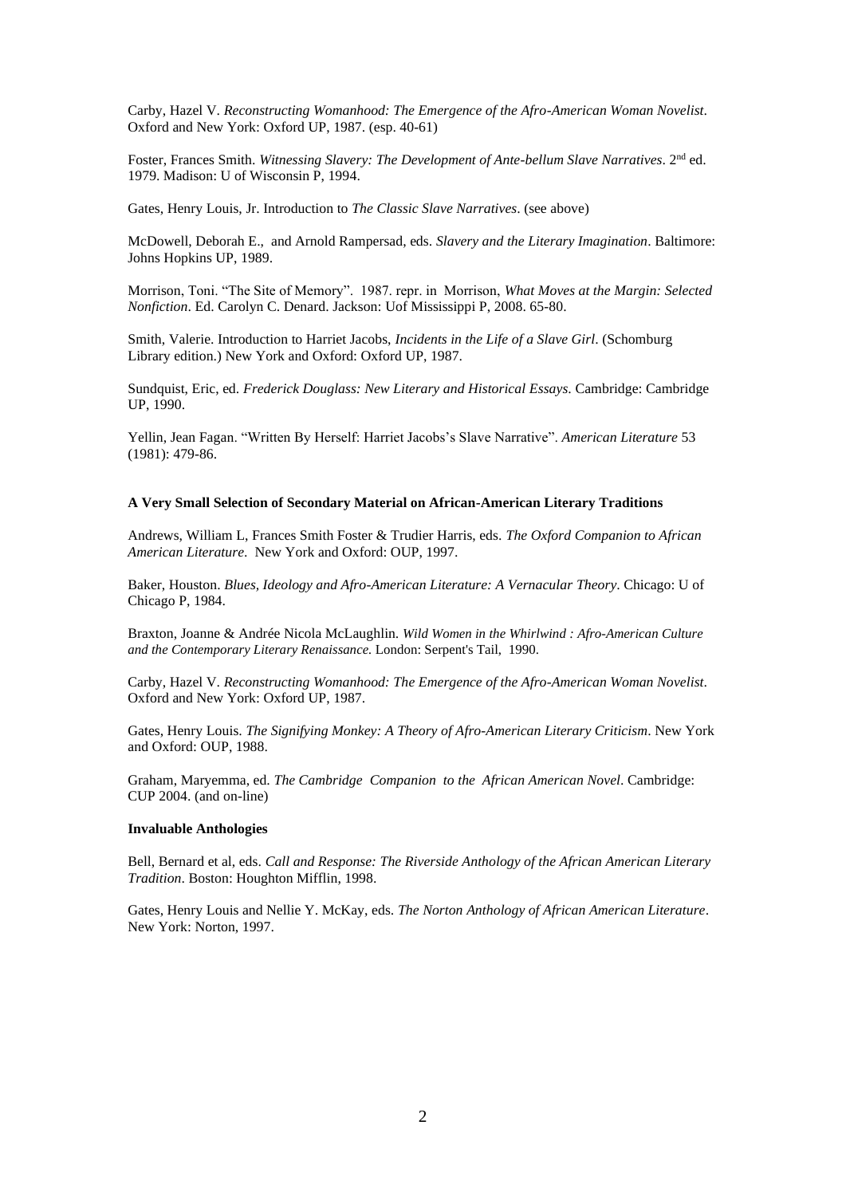Carby, Hazel V. *Reconstructing Womanhood: The Emergence of the Afro-American Woman Novelist*. Oxford and New York: Oxford UP, 1987. (esp. 40-61)

Foster, Frances Smith. *Witnessing Slavery: The Development of Ante-bellum Slave Narratives*. 2nd ed. 1979. Madison: U of Wisconsin P, 1994.

Gates, Henry Louis, Jr. Introduction to *The Classic Slave Narratives*. (see above)

McDowell, Deborah E., and Arnold Rampersad, eds. *Slavery and the Literary Imagination*. Baltimore: Johns Hopkins UP, 1989.

Morrison, Toni. "The Site of Memory". 1987. repr. in Morrison, *What Moves at the Margin: Selected Nonfiction*. Ed. Carolyn C. Denard. Jackson: Uof Mississippi P, 2008. 65-80.

Smith, Valerie. Introduction to Harriet Jacobs, *Incidents in the Life of a Slave Girl*. (Schomburg Library edition.) New York and Oxford: Oxford UP, 1987.

Sundquist, Eric, ed. *Frederick Douglass: New Literary and Historical Essays*. Cambridge: Cambridge UP, 1990.

Yellin, Jean Fagan. "Written By Herself: Harriet Jacobs's Slave Narrative". *American Literature* 53 (1981): 479-86.

**A Very Small Selection of Secondary Material on African-American Literary Traditions**

Andrews, William L, Frances Smith Foster & Trudier Harris, eds. *The Oxford Companion to African American Literature*. New York and Oxford: OUP, 1997.

Baker, Houston. *Blues, Ideology and Afro-American Literature: A Vernacular Theory*. Chicago: U of Chicago P, 1984.

Braxton, Joanne & Andrée Nicola McLaughlin. *Wild Women in the Whirlwind : Afro-American Culture and the Contemporary Literary Renaissance.* London: Serpent's Tail, 1990.

Carby, Hazel V. *Reconstructing Womanhood: The Emergence of the Afro-American Woman Novelist*. Oxford and New York: Oxford UP, 1987.

Gates, Henry Louis. *The Signifying Monkey: A Theory of Afro-American Literary Criticism*. New York and Oxford: OUP, 1988.

Graham, Maryemma, ed. *The Cambridge Companion to the African American Novel*. Cambridge: CUP 2004. (and on-line)

**Invaluable Anthologies**

Bell, Bernard et al, eds. *Call and Response: The Riverside Anthology of the African American Literary Tradition*. Boston: Houghton Mifflin, 1998.

Gates, Henry Louis and Nellie Y. McKay, eds. *The Norton Anthology of African American Literature*. New York: Norton, 1997.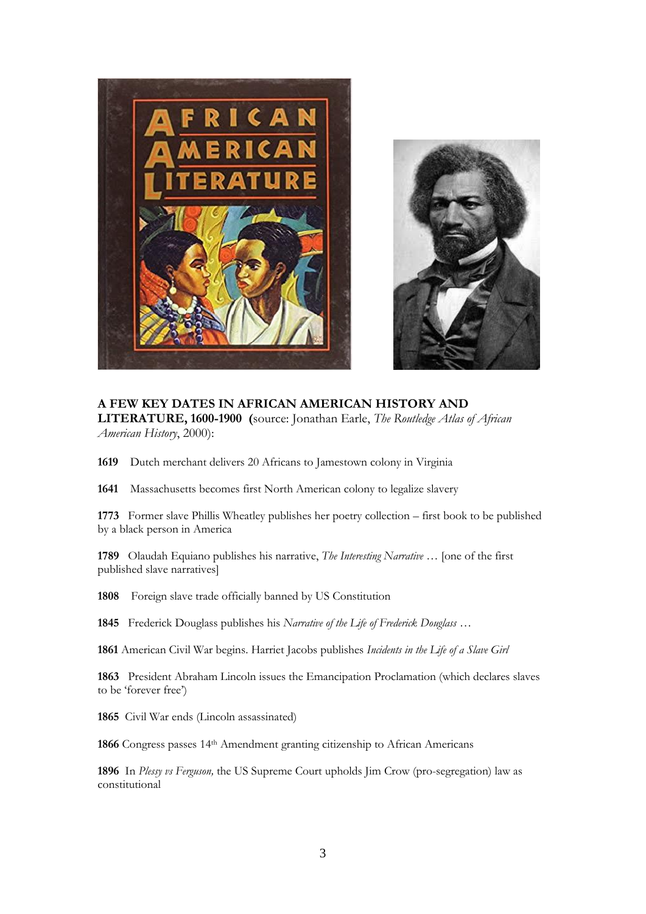**A FEW KEY DATES IN AFRICAN AMERICAN HISTORY AND LITERATURE, 1600-1900** (source: Jonathan Earle, *The Routledge Atlas of African American History*, 2000):

**1619** Dutch merchant delivers 20 Africans to Jamestown colony in Virginia

**1641** Massachusetts becomes first North American colony to legalize slavery

**1773** Former slave Phillis Wheatley publishes her poetry collection – first book to be published by a black person in America

**1789** Olaudah Equiano publishes his narrative, *The Interesting Narrative* … [one of the first published slave narratives]

**1808** Foreign slave trade officially banned by US Constitution

**1845** Frederick Douglass publishes his *Narrative of the Life of Frederick Douglass* …

**1861** American Civil War begins. Harriet Jacobs publishes *Incidents in the Life of a Slave Girl*

**1863** President Abraham Lincoln issues the Emancipation Proclamation (which declares slaves to be 'forever free')

**1865** Civil War ends (Lincoln assassinated)

**1866** Congress passes 14th Amendment granting citizenship to African Americans

**1896** In *Plessy vs Ferguson,* the US Supreme Court upholds Jim Crow (pro-segregation) law as constitutional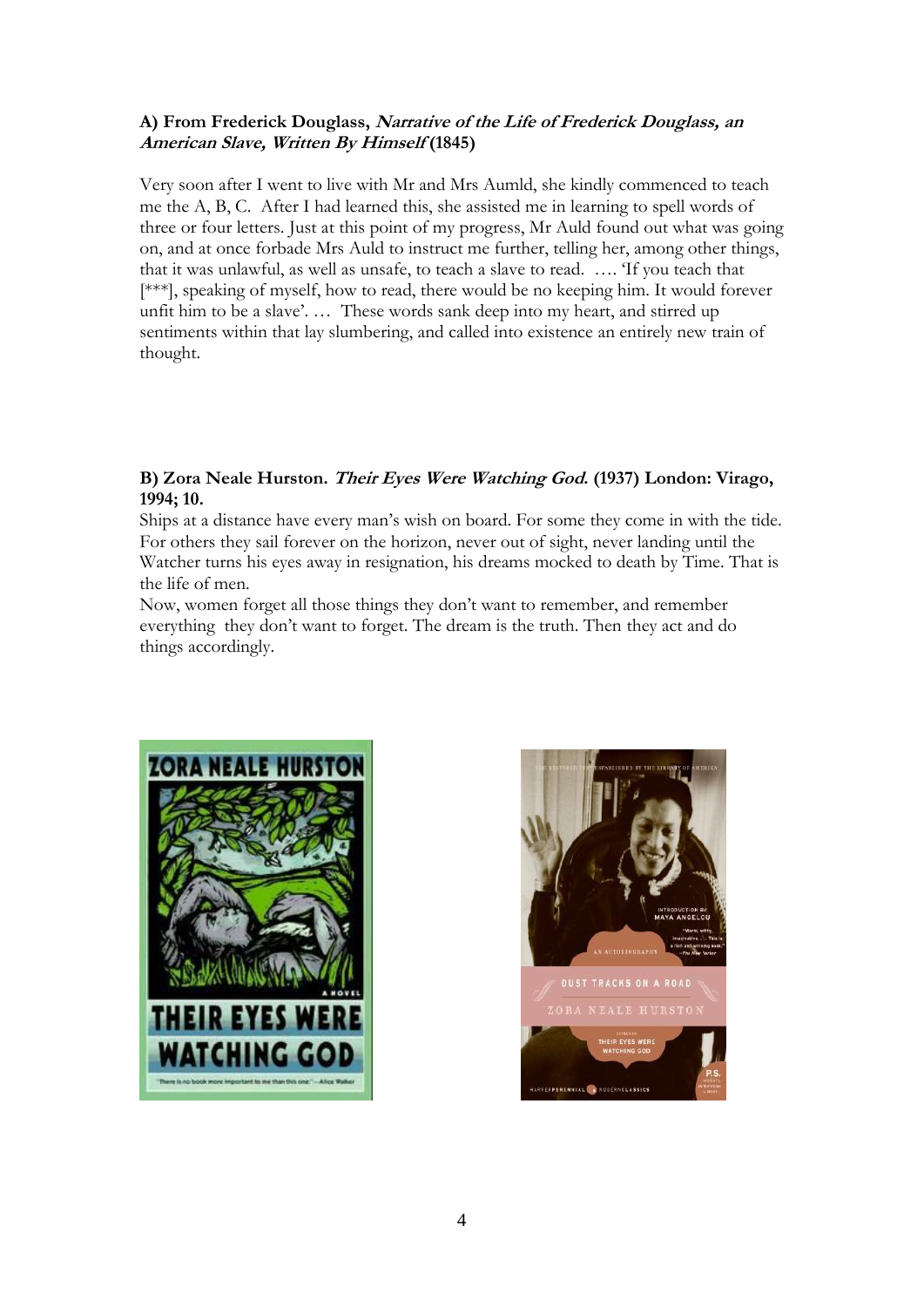**A) From Frederick Douglass, *Narrative of the Life of Frederick Douglass, an American Slave, Written By Himself* (1845)**

Very soon after I went to live with Mr and Mrs Aumld, she kindly commenced to teach me the A, B, C. After I had learned this, she assisted me in learning to spell words of three or four letters. Just at this point of my progress, Mr Auld found out what was going on, and at once forbade Mrs Auld to instruct me further, telling her, among other things, that it was unlawful, as well as unsafe, to teach a slave to read. …. 'If you teach that [***], speaking of myself, how to read, there would be no keeping him. It would forever unfit him to be a slave'. … These words sank deep into my heart, and stirred up sentiments within that lay slumbering, and called into existence an entirely new train of thought.

**B) Zora Neale Hurston. *Their Eyes Were Watching God.* (1937) London: Virago, 1994; 10.**

Ships at a distance have every man's wish on board. For some they come in with the tide. For others they sail forever on the horizon, never out of sight, never landing until the Watcher turns his eyes away in resignation, his dreams mocked to death by Time. That is the life of men.

Now, women forget all those things they don't want to remember, and remember everything they don't want to forget. The dream is the truth. Then they act and do things accordingly.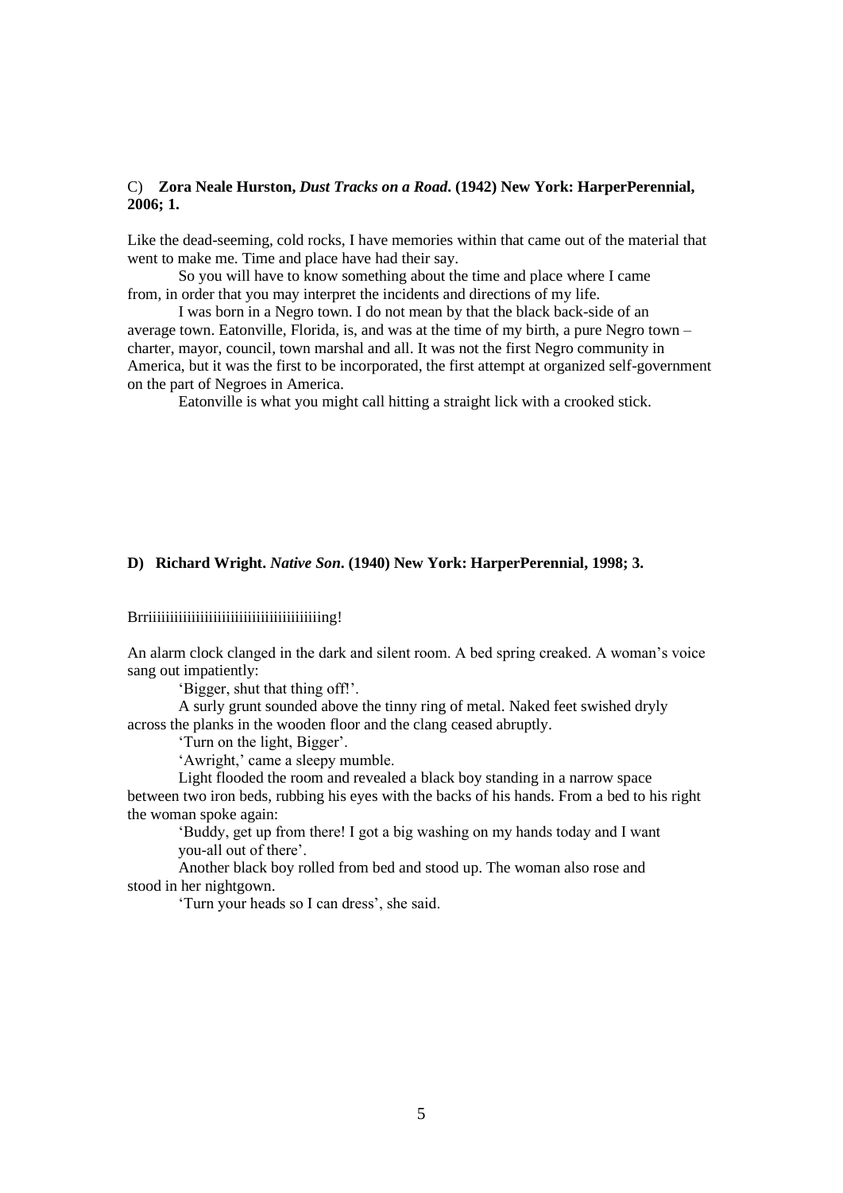C) **Zora Neale Hurston, *Dust Tracks on a Road*. (1942) New York: HarperPerennial, 2006; 1.**

Like the dead-seeming, cold rocks, I have memories within that came out of the material that went to make me. Time and place have had their say.

So you will have to know something about the time and place where I came from, in order that you may interpret the incidents and directions of my life.

I was born in a Negro town. I do not mean by that the black back-side of an average town. Eatonville, Florida, is, and was at the time of my birth, a pure Negro town – charter, mayor, council, town marshal and all. It was not the first Negro community in America, but it was the first to be incorporated, the first attempt at organized self-government on the part of Negroes in America.

Eatonville is what you might call hitting a straight lick with a crooked stick.

**D) Richard Wright. *Native Son*. (1940) New York: HarperPerennial, 1998; 3.**

Brriiiiiiiiiiiiiiiiiiiiiiiiiiiiiiiiiiiiiiiing!

An alarm clock clanged in the dark and silent room. A bed spring creaked. A woman's voice sang out impatiently:

'Bigger, shut that thing off!'.

A surly grunt sounded above the tinny ring of metal. Naked feet swished dryly across the planks in the wooden floor and the clang ceased abruptly.

'Turn on the light, Bigger'.

'Awright,' came a sleepy mumble.

Light flooded the room and revealed a black boy standing in a narrow space between two iron beds, rubbing his eyes with the backs of his hands. From a bed to his right the woman spoke again:

'Buddy, get up from there! I got a big washing on my hands today and I want you-all out of there'.

Another black boy rolled from bed and stood up. The woman also rose and stood in her nightgown.

'Turn your heads so I can dress', she said.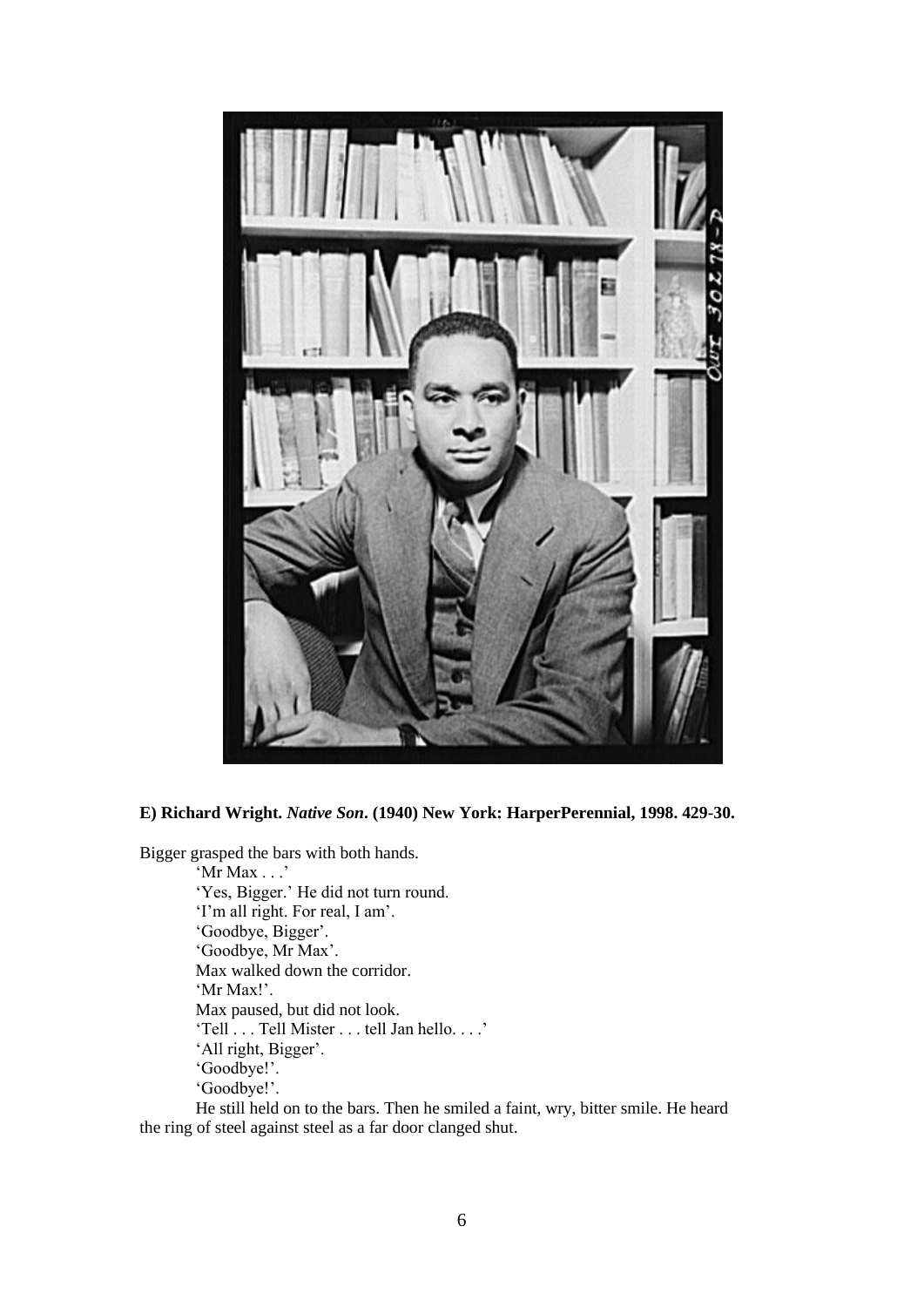**E) Richard Wright. *Native Son*. (1940) New York: HarperPerennial, 1998. 429-30.**

Bigger grasped the bars with both hands.

'Mr Max . . .'

'Yes, Bigger.' He did not turn round.

'I'm all right. For real, I am'.

'Goodbye, Bigger'.

'Goodbye, Mr Max'.

Max walked down the corridor.

'Mr Max!'.

Max paused, but did not look.

'Tell . . . Tell Mister . . . tell Jan hello. . . .'

'All right, Bigger'.

'Goodbye!'.

'Goodbye!'.

He still held on to the bars. Then he smiled a faint, wry, bitter smile. He heard the ring of steel against steel as a far door clanged shut.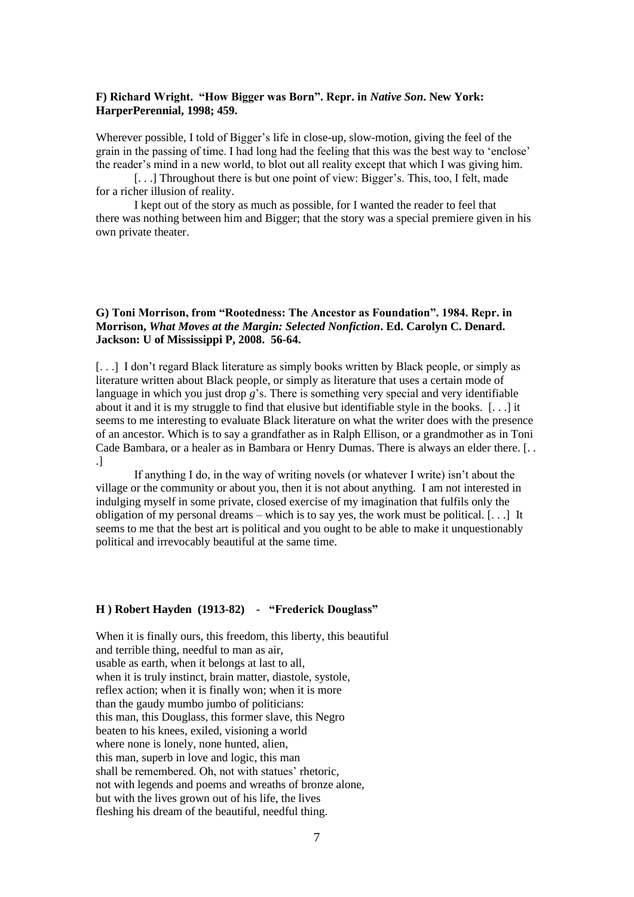**F) Richard Wright. "How Bigger was Born". Repr. in *Native Son*. New York: HarperPerennial, 1998; 459.**

Wherever possible, I told of Bigger's life in close-up, slow-motion, giving the feel of the grain in the passing of time. I had long had the feeling that this was the best way to 'enclose' the reader's mind in a new world, to blot out all reality except that which I was giving him.

[. . .] Throughout there is but one point of view: Bigger's. This, too, I felt, made for a richer illusion of reality.

I kept out of the story as much as possible, for I wanted the reader to feel that there was nothing between him and Bigger; that the story was a special premiere given in his own private theater.

**G) Toni Morrison, from "Rootedness: The Ancestor as Foundation". 1984. Repr. in Morrison, *What Moves at the Margin: Selected Nonfiction*. Ed. Carolyn C. Denard. Jackson: U of Mississippi P, 2008. 56-64.**

[. . .] I don't regard Black literature as simply books written by Black people, or simply as literature written about Black people, or simply as literature that uses a certain mode of language in which you just drop *g*'s. There is something very special and very identifiable about it and it is my struggle to find that elusive but identifiable style in the books. [. . .] it seems to me interesting to evaluate Black literature on what the writer does with the presence of an ancestor. Which is to say a grandfather as in Ralph Ellison, or a grandmother as in Toni Cade Bambara, or a healer as in Bambara or Henry Dumas. There is always an elder there. [. . .]

If anything I do, in the way of writing novels (or whatever I write) isn't about the village or the community or about you, then it is not about anything. I am not interested in indulging myself in some private, closed exercise of my imagination that fulfils only the obligation of my personal dreams – which is to say yes, the work must be political. [. . .] It seems to me that the best art is political and you ought to be able to make it unquestionably political and irrevocably beautiful at the same time.

**H ) Robert Hayden (1913-82) - "Frederick Douglass"**

When it is finally ours, this freedom, this liberty, this beautiful
and terrible thing, needful to man as air,
usable as earth, when it belongs at last to all,
when it is truly instinct, brain matter, diastole, systole,
reflex action; when it is finally won; when it is more
than the gaudy mumbo jumbo of politicians:
this man, this Douglass, this former slave, this Negro
beaten to his knees, exiled, visioning a world
where none is lonely, none hunted, alien,
this man, superb in love and logic, this man
shall be remembered. Oh, not with statues' rhetoric,
not with legends and poems and wreaths of bronze alone,
but with the lives grown out of his life, the lives
fleshing his dream of the beautiful, needful thing.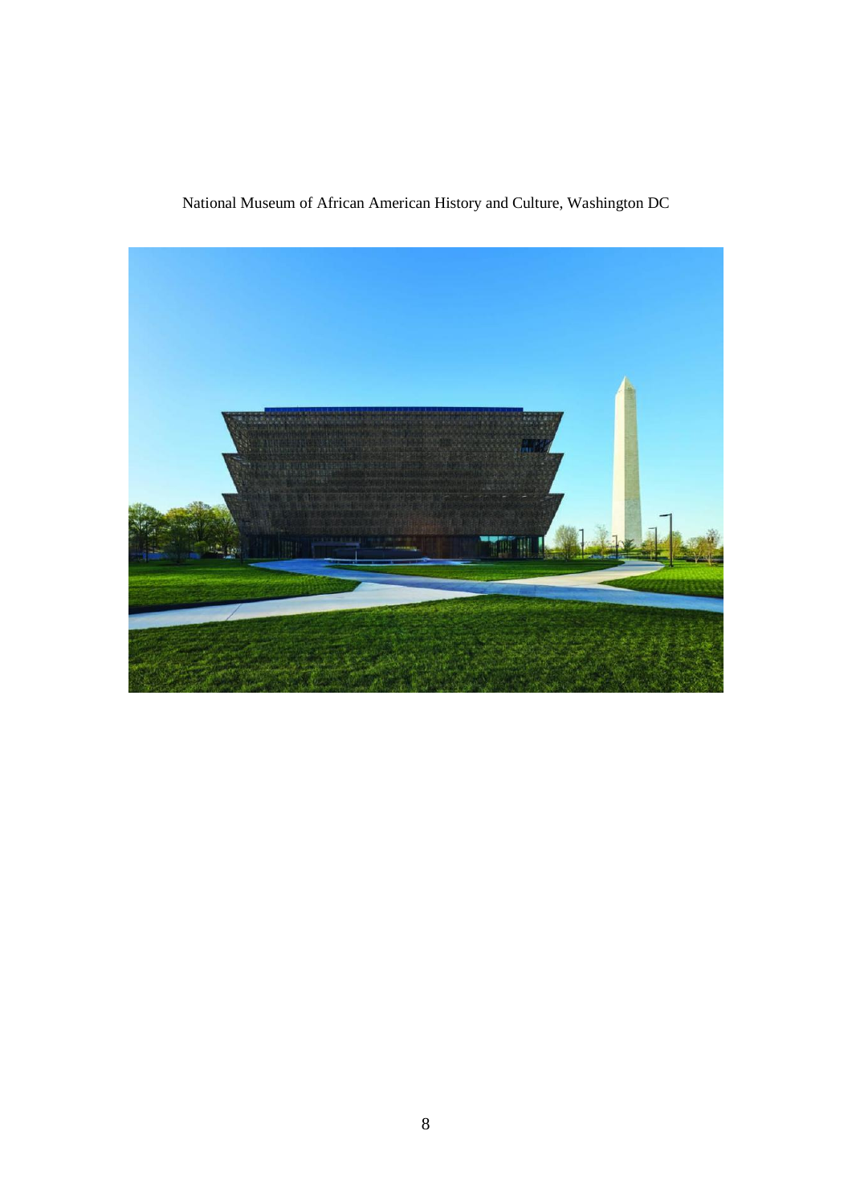National Museum of African American History and Culture, Washington DC